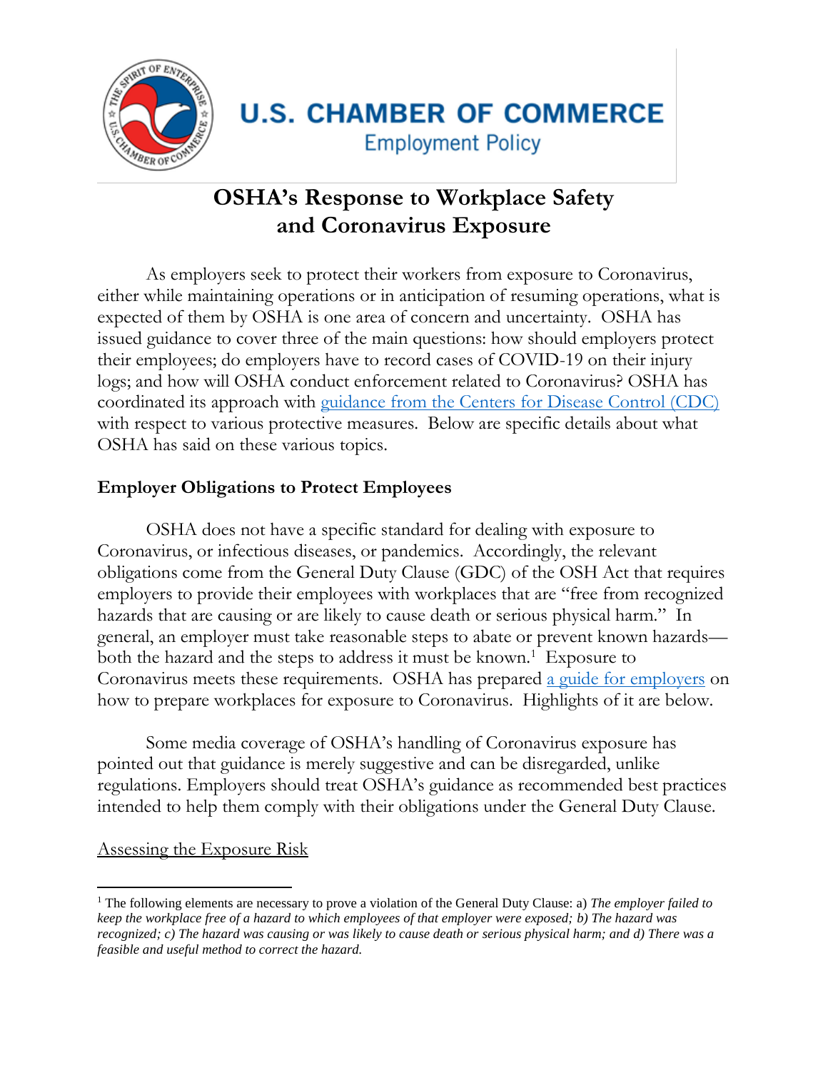U.S. CHAMBER OF COMMERCE
Employment Policy

# OSHA's Response to Workplace Safety and Coronavirus Exposure

As employers seek to protect their workers from exposure to Coronavirus, either while maintaining operations or in anticipation of resuming operations, what is expected of them by OSHA is one area of concern and uncertainty. OSHA has issued guidance to cover three of the main questions: how should employers protect their employees; do employers have to record cases of COVID-19 on their injury logs; and how will OSHA conduct enforcement related to Coronavirus? OSHA has coordinated its approach with guidance from the Centers for Disease Control (CDC) with respect to various protective measures. Below are specific details about what OSHA has said on these various topics.

## Employer Obligations to Protect Employees

OSHA does not have a specific standard for dealing with exposure to Coronavirus, or infectious diseases, or pandemics. Accordingly, the relevant obligations come from the General Duty Clause (GDC) of the OSH Act that requires employers to provide their employees with workplaces that are "free from recognized hazards that are causing or are likely to cause death or serious physical harm." In general, an employer must take reasonable steps to abate or prevent known hazards—both the hazard and the steps to address it must be known.[1] Exposure to Coronavirus meets these requirements. OSHA has prepared a guide for employers on how to prepare workplaces for exposure to Coronavirus. Highlights of it are below.

Some media coverage of OSHA's handling of Coronavirus exposure has pointed out that guidance is merely suggestive and can be disregarded, unlike regulations. Employers should treat OSHA's guidance as recommended best practices intended to help them comply with their obligations under the General Duty Clause.

### Assessing the Exposure Risk

[1] The following elements are necessary to prove a violation of the General Duty Clause: a) *The employer failed to keep the workplace free of a hazard to which employees of that employer were exposed; b) The hazard was recognized; c) The hazard was causing or was likely to cause death or serious physical harm; and d) There was a feasible and useful method to correct the hazard.*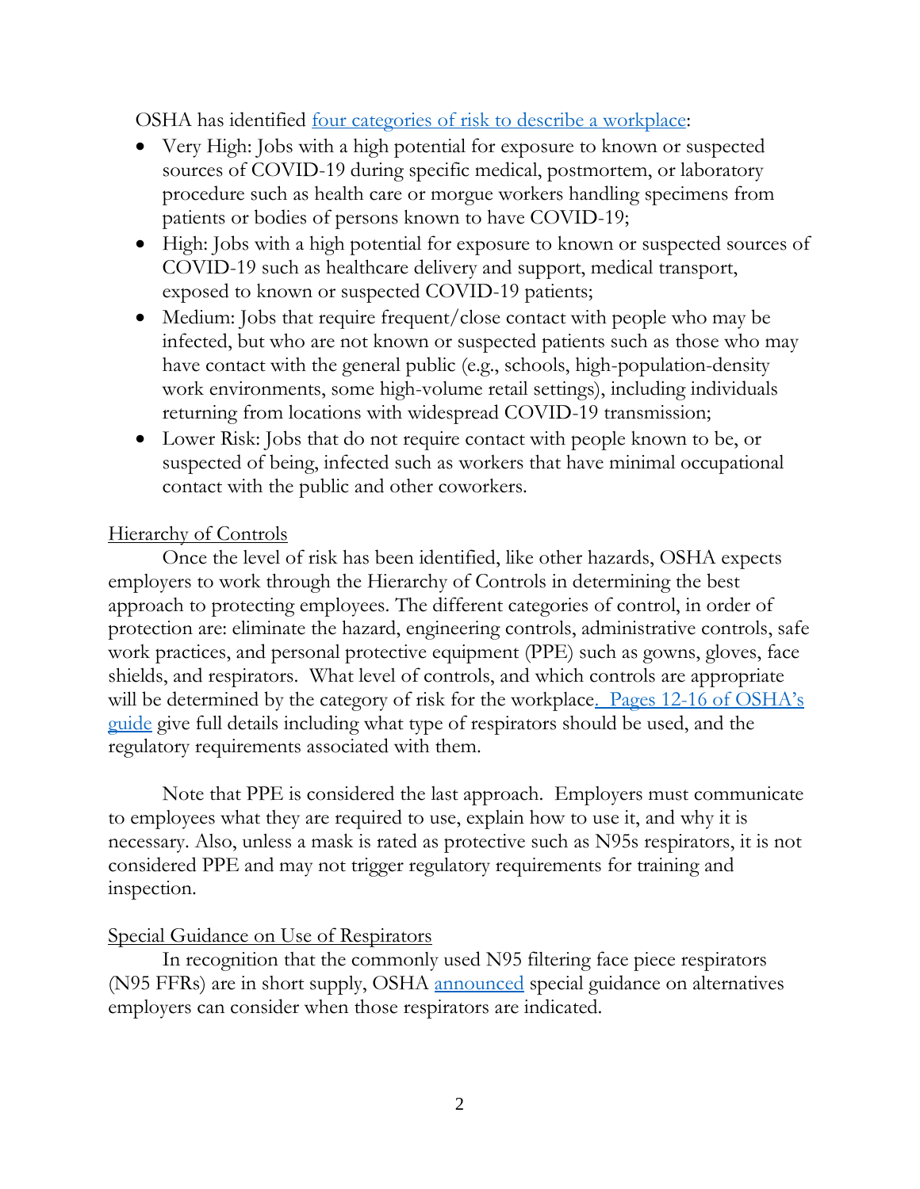OSHA has identified four categories of risk to describe a workplace:

- Very High: Jobs with a high potential for exposure to known or suspected sources of COVID-19 during specific medical, postmortem, or laboratory procedure such as health care or morgue workers handling specimens from patients or bodies of persons known to have COVID-19;
- High: Jobs with a high potential for exposure to known or suspected sources of COVID-19 such as healthcare delivery and support, medical transport, exposed to known or suspected COVID-19 patients;
- Medium: Jobs that require frequent/close contact with people who may be infected, but who are not known or suspected patients such as those who may have contact with the general public (e.g., schools, high-population-density work environments, some high-volume retail settings), including individuals returning from locations with widespread COVID-19 transmission;
- Lower Risk: Jobs that do not require contact with people known to be, or suspected of being, infected such as workers that have minimal occupational contact with the public and other coworkers.

## Hierarchy of Controls

Once the level of risk has been identified, like other hazards, OSHA expects employers to work through the Hierarchy of Controls in determining the best approach to protecting employees. The different categories of control, in order of protection are: eliminate the hazard, engineering controls, administrative controls, safe work practices, and personal protective equipment (PPE) such as gowns, gloves, face shields, and respirators. What level of controls, and which controls are appropriate will be determined by the category of risk for the workplace. Pages 12-16 of OSHA's guide give full details including what type of respirators should be used, and the regulatory requirements associated with them.

Note that PPE is considered the last approach. Employers must communicate to employees what they are required to use, explain how to use it, and why it is necessary. Also, unless a mask is rated as protective such as N95s respirators, it is not considered PPE and may not trigger regulatory requirements for training and inspection.

## Special Guidance on Use of Respirators

In recognition that the commonly used N95 filtering face piece respirators (N95 FFRs) are in short supply, OSHA announced special guidance on alternatives employers can consider when those respirators are indicated.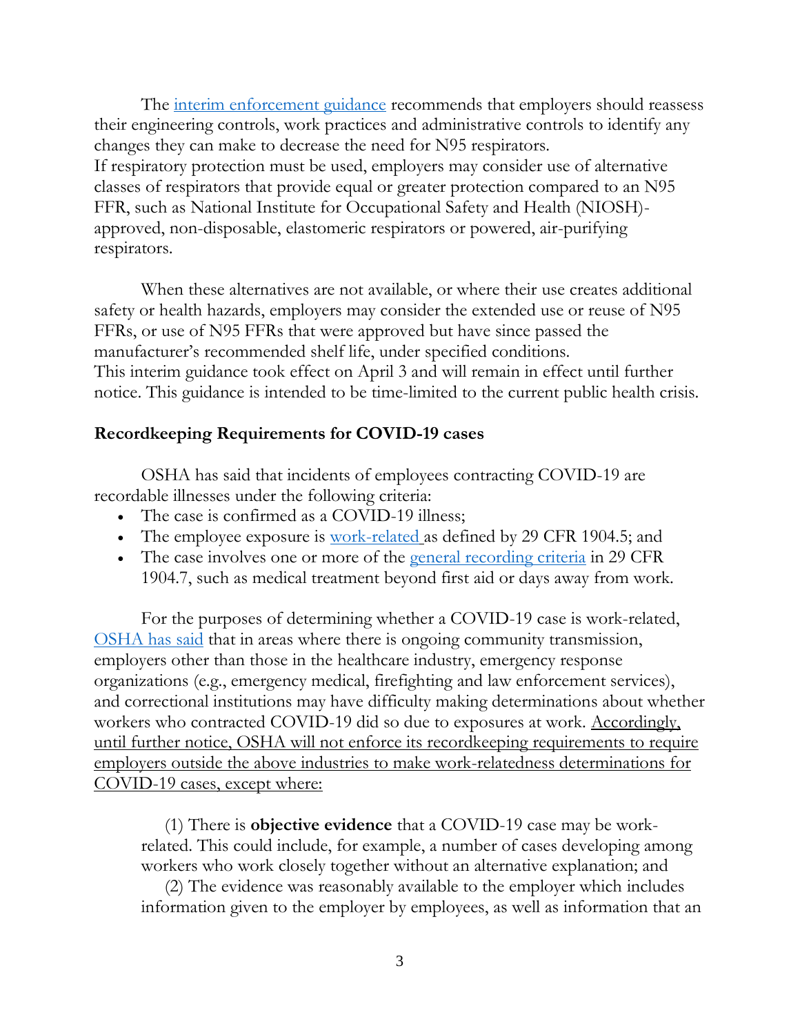The interim enforcement guidance recommends that employers should reassess their engineering controls, work practices and administrative controls to identify any changes they can make to decrease the need for N95 respirators.
If respiratory protection must be used, employers may consider use of alternative classes of respirators that provide equal or greater protection compared to an N95 FFR, such as National Institute for Occupational Safety and Health (NIOSH)-approved, non-disposable, elastomeric respirators or powered, air-purifying respirators.

When these alternatives are not available, or where their use creates additional safety or health hazards, employers may consider the extended use or reuse of N95 FFRs, or use of N95 FFRs that were approved but have since passed the manufacturer's recommended shelf life, under specified conditions.
This interim guidance took effect on April 3 and will remain in effect until further notice. This guidance is intended to be time-limited to the current public health crisis.

**Recordkeeping Requirements for COVID-19 cases**

OSHA has said that incidents of employees contracting COVID-19 are recordable illnesses under the following criteria:

- The case is confirmed as a COVID-19 illness;
- The employee exposure is work-related as defined by 29 CFR 1904.5; and
- The case involves one or more of the general recording criteria in 29 CFR 1904.7, such as medical treatment beyond first aid or days away from work.

For the purposes of determining whether a COVID-19 case is work-related, OSHA has said that in areas where there is ongoing community transmission, employers other than those in the healthcare industry, emergency response organizations (e.g., emergency medical, firefighting and law enforcement services), and correctional institutions may have difficulty making determinations about whether workers who contracted COVID-19 did so due to exposures at work. Accordingly, until further notice, OSHA will not enforce its recordkeeping requirements to require employers outside the above industries to make work-relatedness determinations for COVID-19 cases, except where:

(1) There is **objective evidence** that a COVID-19 case may be work-related. This could include, for example, a number of cases developing among workers who work closely together without an alternative explanation; and

(2) The evidence was reasonably available to the employer which includes information given to the employer by employees, as well as information that an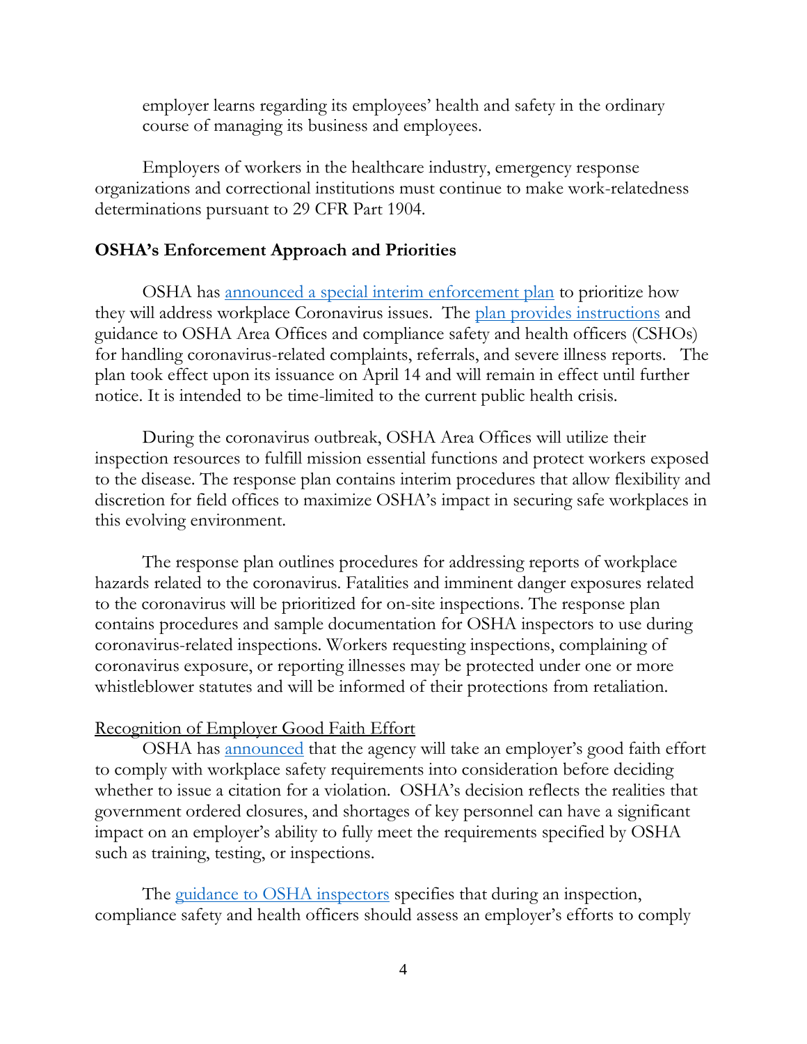employer learns regarding its employees' health and safety in the ordinary course of managing its business and employees.

Employers of workers in the healthcare industry, emergency response organizations and correctional institutions must continue to make work-relatedness determinations pursuant to 29 CFR Part 1904.

**OSHA's Enforcement Approach and Priorities**

OSHA has announced a special interim enforcement plan to prioritize how they will address workplace Coronavirus issues. The plan provides instructions and guidance to OSHA Area Offices and compliance safety and health officers (CSHOs) for handling coronavirus-related complaints, referrals, and severe illness reports. The plan took effect upon its issuance on April 14 and will remain in effect until further notice. It is intended to be time-limited to the current public health crisis.

During the coronavirus outbreak, OSHA Area Offices will utilize their inspection resources to fulfill mission essential functions and protect workers exposed to the disease. The response plan contains interim procedures that allow flexibility and discretion for field offices to maximize OSHA's impact in securing safe workplaces in this evolving environment.

The response plan outlines procedures for addressing reports of workplace hazards related to the coronavirus. Fatalities and imminent danger exposures related to the coronavirus will be prioritized for on-site inspections. The response plan contains procedures and sample documentation for OSHA inspectors to use during coronavirus-related inspections. Workers requesting inspections, complaining of coronavirus exposure, or reporting illnesses may be protected under one or more whistleblower statutes and will be informed of their protections from retaliation.

Recognition of Employer Good Faith Effort

OSHA has announced that the agency will take an employer's good faith effort to comply with workplace safety requirements into consideration before deciding whether to issue a citation for a violation. OSHA's decision reflects the realities that government ordered closures, and shortages of key personnel can have a significant impact on an employer's ability to fully meet the requirements specified by OSHA such as training, testing, or inspections.

The guidance to OSHA inspectors specifies that during an inspection, compliance safety and health officers should assess an employer's efforts to comply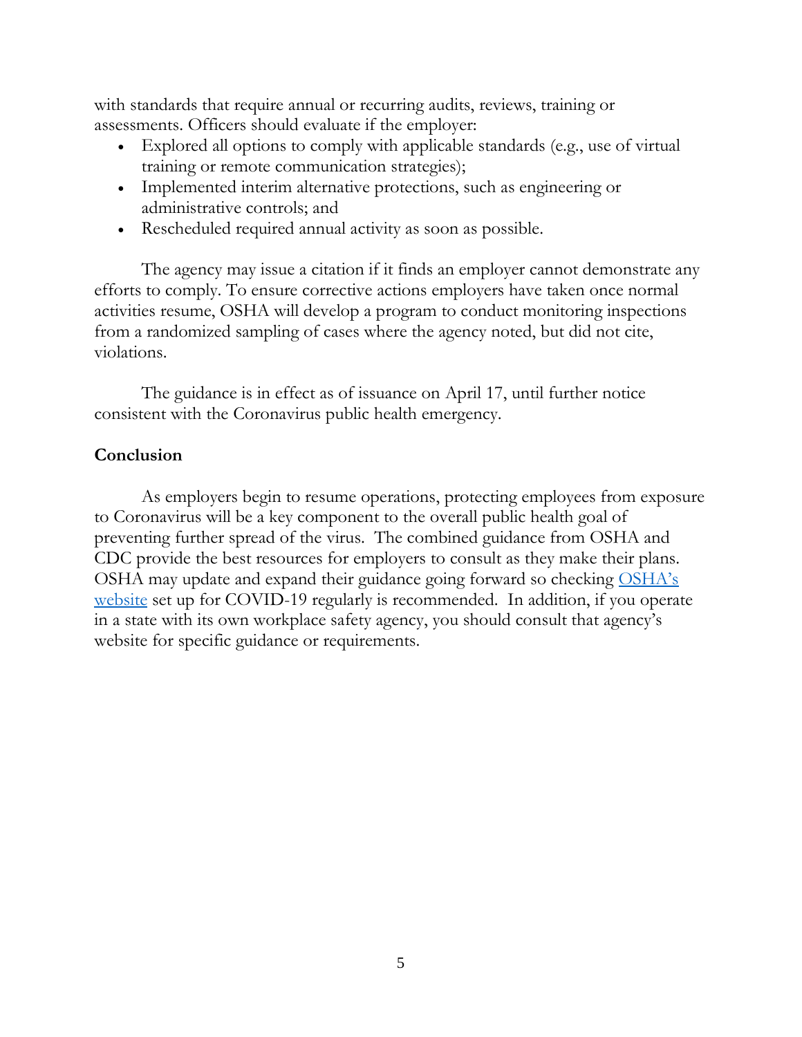with standards that require annual or recurring audits, reviews, training or assessments. Officers should evaluate if the employer:

- Explored all options to comply with applicable standards (e.g., use of virtual training or remote communication strategies);
- Implemented interim alternative protections, such as engineering or administrative controls; and
- Rescheduled required annual activity as soon as possible.

The agency may issue a citation if it finds an employer cannot demonstrate any efforts to comply. To ensure corrective actions employers have taken once normal activities resume, OSHA will develop a program to conduct monitoring inspections from a randomized sampling of cases where the agency noted, but did not cite, violations.

The guidance is in effect as of issuance on April 17, until further notice consistent with the Coronavirus public health emergency.

**Conclusion**

As employers begin to resume operations, protecting employees from exposure to Coronavirus will be a key component to the overall public health goal of preventing further spread of the virus. The combined guidance from OSHA and CDC provide the best resources for employers to consult as they make their plans. OSHA may update and expand their guidance going forward so checking OSHA's website set up for COVID-19 regularly is recommended. In addition, if you operate in a state with its own workplace safety agency, you should consult that agency's website for specific guidance or requirements.